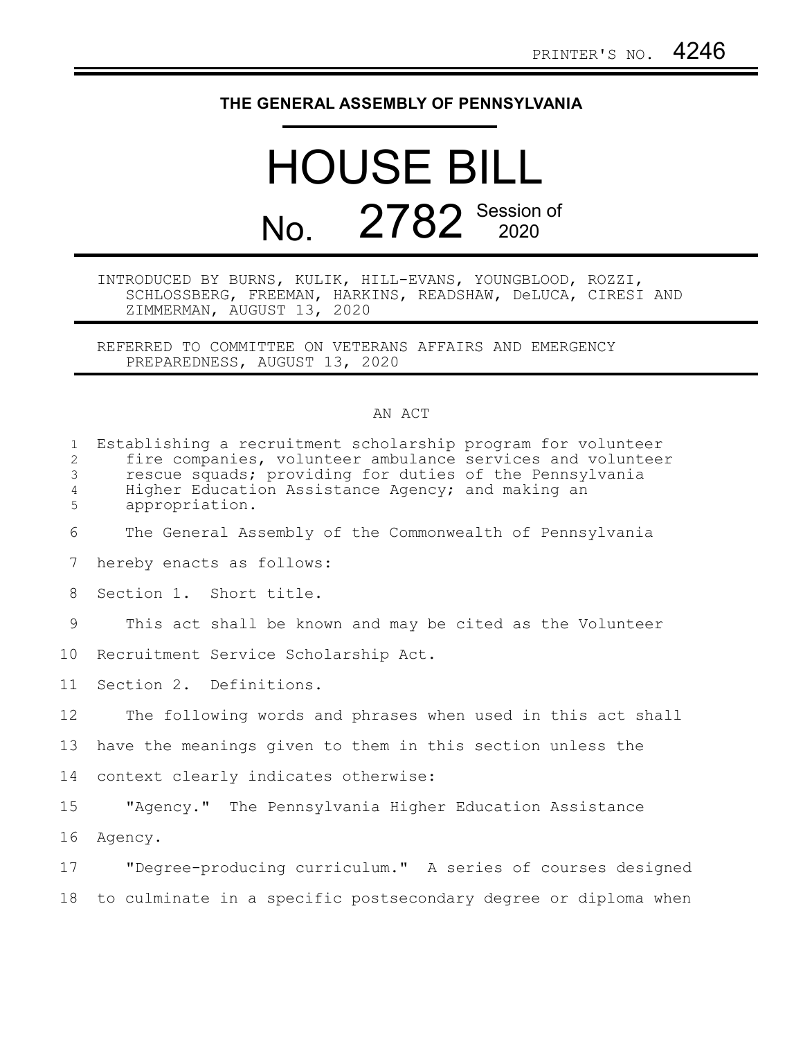PRINTER'S NO. 4246

**THE GENERAL ASSEMBLY OF PENNSYLVANIA**

# HOUSE BILL

## No. 2782 Session of 2020

INTRODUCED BY BURNS, KULIK, HILL-EVANS, YOUNGBLOOD, ROZZI, SCHLOSSBERG, FREEMAN, HARKINS, READSHAW, DeLUCA, CIRESI AND ZIMMERMAN, AUGUST 13, 2020

REFERRED TO COMMITTEE ON VETERANS AFFAIRS AND EMERGENCY PREPAREDNESS, AUGUST 13, 2020

AN ACT

Establishing a recruitment scholarship program for volunteer fire companies, volunteer ambulance services and volunteer rescue squads; providing for duties of the Pennsylvania Higher Education Assistance Agency; and making an appropriation.

The General Assembly of the Commonwealth of Pennsylvania hereby enacts as follows:

Section 1. Short title.

This act shall be known and may be cited as the Volunteer Recruitment Service Scholarship Act.

Section 2. Definitions.

The following words and phrases when used in this act shall have the meanings given to them in this section unless the context clearly indicates otherwise:

"Agency." The Pennsylvania Higher Education Assistance Agency.

"Degree-producing curriculum." A series of courses designed to culminate in a specific postsecondary degree or diploma when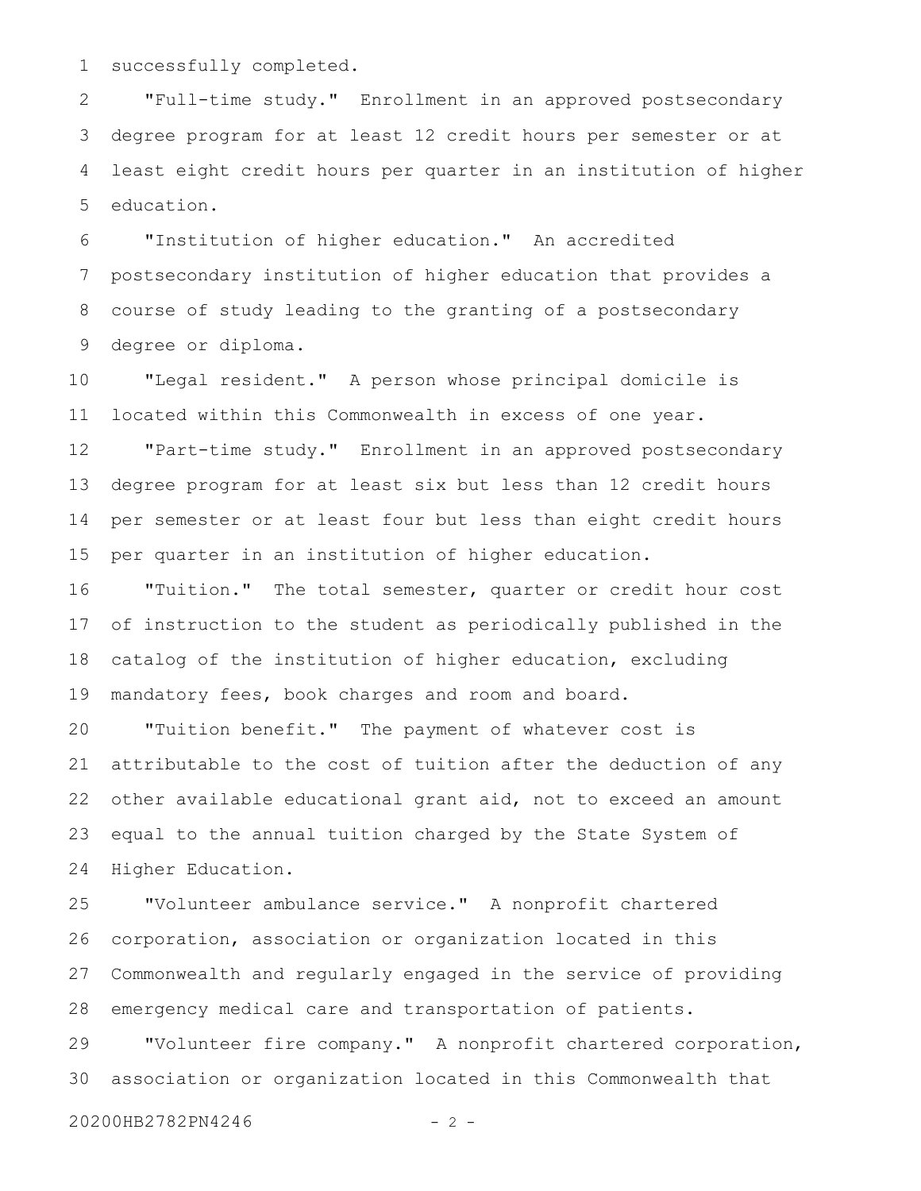successfully completed.

"Full-time study." Enrollment in an approved postsecondary degree program for at least 12 credit hours per semester or at least eight credit hours per quarter in an institution of higher education.

"Institution of higher education." An accredited postsecondary institution of higher education that provides a course of study leading to the granting of a postsecondary degree or diploma.

"Legal resident." A person whose principal domicile is located within this Commonwealth in excess of one year.

"Part-time study." Enrollment in an approved postsecondary degree program for at least six but less than 12 credit hours per semester or at least four but less than eight credit hours per quarter in an institution of higher education.

"Tuition." The total semester, quarter or credit hour cost of instruction to the student as periodically published in the catalog of the institution of higher education, excluding mandatory fees, book charges and room and board.

"Tuition benefit." The payment of whatever cost is attributable to the cost of tuition after the deduction of any other available educational grant aid, not to exceed an amount equal to the annual tuition charged by the State System of Higher Education.

"Volunteer ambulance service." A nonprofit chartered corporation, association or organization located in this Commonwealth and regularly engaged in the service of providing emergency medical care and transportation of patients.

"Volunteer fire company." A nonprofit chartered corporation, association or organization located in this Commonwealth that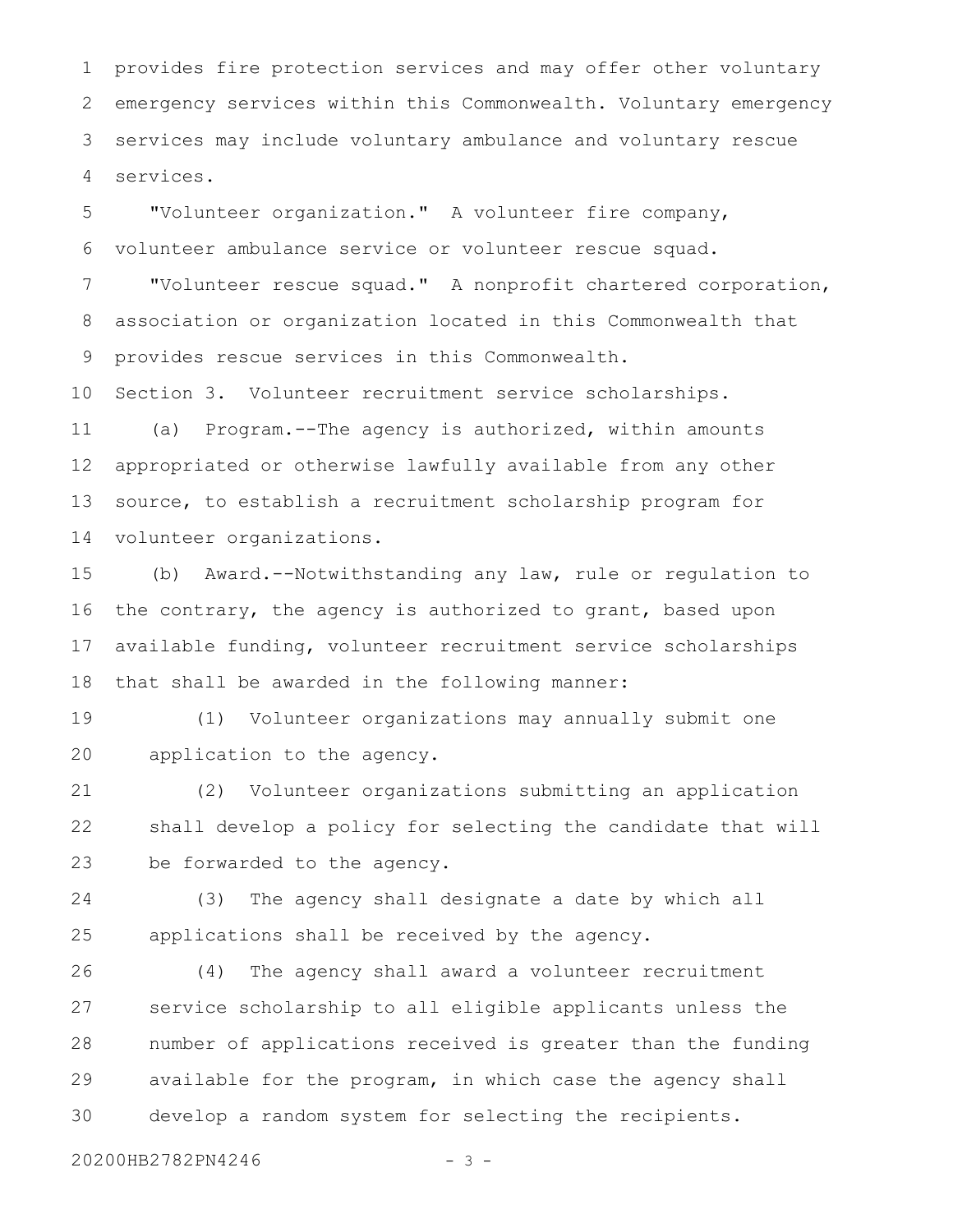provides fire protection services and may offer other voluntary emergency services within this Commonwealth. Voluntary emergency services may include voluntary ambulance and voluntary rescue services.

"Volunteer organization." A volunteer fire company, volunteer ambulance service or volunteer rescue squad.

"Volunteer rescue squad." A nonprofit chartered corporation, association or organization located in this Commonwealth that provides rescue services in this Commonwealth.

Section 3. Volunteer recruitment service scholarships.

(a) Program.--The agency is authorized, within amounts appropriated or otherwise lawfully available from any other source, to establish a recruitment scholarship program for volunteer organizations.

(b) Award.--Notwithstanding any law, rule or regulation to the contrary, the agency is authorized to grant, based upon available funding, volunteer recruitment service scholarships that shall be awarded in the following manner:

(1) Volunteer organizations may annually submit one application to the agency.

(2) Volunteer organizations submitting an application shall develop a policy for selecting the candidate that will be forwarded to the agency.

(3) The agency shall designate a date by which all applications shall be received by the agency.

(4) The agency shall award a volunteer recruitment service scholarship to all eligible applicants unless the number of applications received is greater than the funding available for the program, in which case the agency shall develop a random system for selecting the recipients.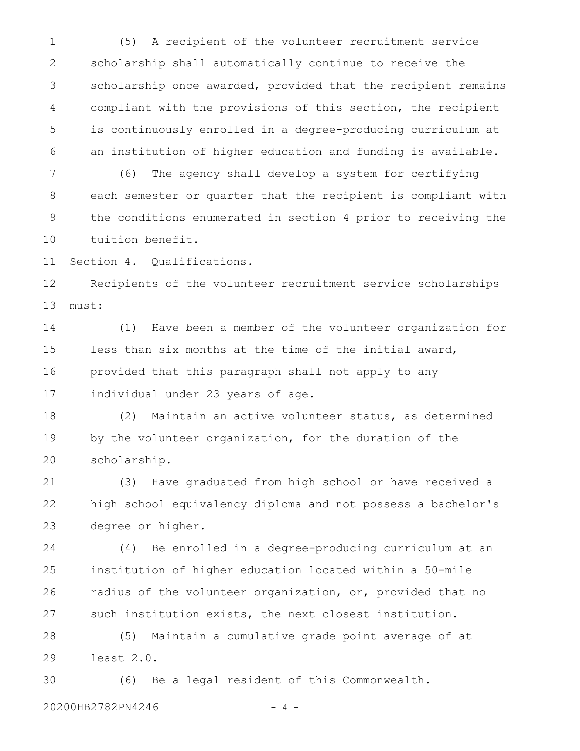(5) A recipient of the volunteer recruitment service scholarship shall automatically continue to receive the scholarship once awarded, provided that the recipient remains compliant with the provisions of this section, the recipient is continuously enrolled in a degree-producing curriculum at an institution of higher education and funding is available.

(6) The agency shall develop a system for certifying each semester or quarter that the recipient is compliant with the conditions enumerated in section 4 prior to receiving the tuition benefit.

Section 4. Qualifications.

Recipients of the volunteer recruitment service scholarships must:

(1) Have been a member of the volunteer organization for less than six months at the time of the initial award, provided that this paragraph shall not apply to any individual under 23 years of age.

(2) Maintain an active volunteer status, as determined by the volunteer organization, for the duration of the scholarship.

(3) Have graduated from high school or have received a high school equivalency diploma and not possess a bachelor's degree or higher.

(4) Be enrolled in a degree-producing curriculum at an institution of higher education located within a 50-mile radius of the volunteer organization, or, provided that no such institution exists, the next closest institution.

(5) Maintain a cumulative grade point average of at least 2.0.

(6) Be a legal resident of this Commonwealth.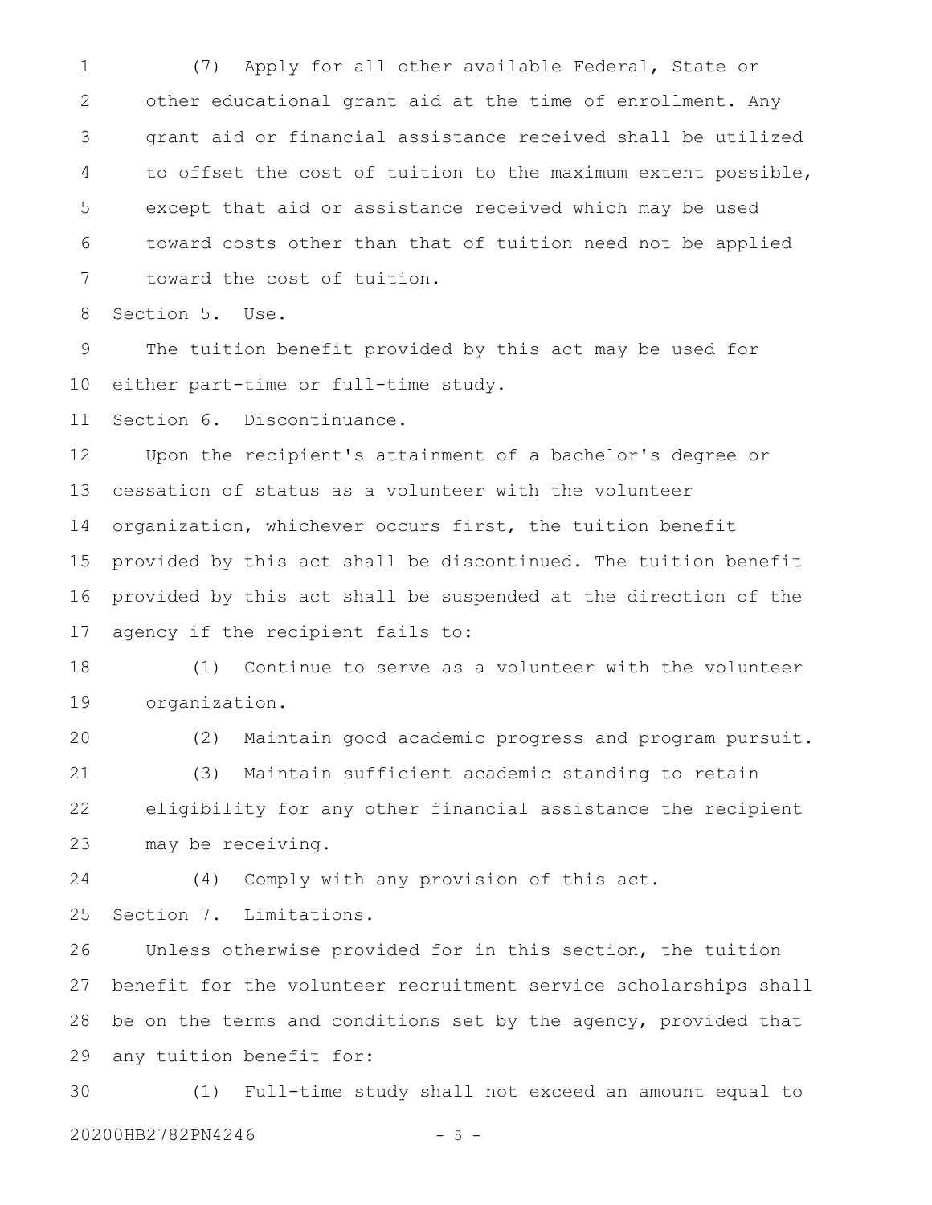(7) Apply for all other available Federal, State or other educational grant aid at the time of enrollment. Any grant aid or financial assistance received shall be utilized to offset the cost of tuition to the maximum extent possible, except that aid or assistance received which may be used toward costs other than that of tuition need not be applied toward the cost of tuition.

Section 5. Use.

The tuition benefit provided by this act may be used for either part-time or full-time study.

Section 6. Discontinuance.

Upon the recipient's attainment of a bachelor's degree or cessation of status as a volunteer with the volunteer organization, whichever occurs first, the tuition benefit provided by this act shall be discontinued. The tuition benefit provided by this act shall be suspended at the direction of the agency if the recipient fails to:

(1) Continue to serve as a volunteer with the volunteer organization.

(2) Maintain good academic progress and program pursuit.

(3) Maintain sufficient academic standing to retain eligibility for any other financial assistance the recipient may be receiving.

(4) Comply with any provision of this act.

Section 7. Limitations.

Unless otherwise provided for in this section, the tuition benefit for the volunteer recruitment service scholarships shall be on the terms and conditions set by the agency, provided that any tuition benefit for:

(1) Full-time study shall not exceed an amount equal to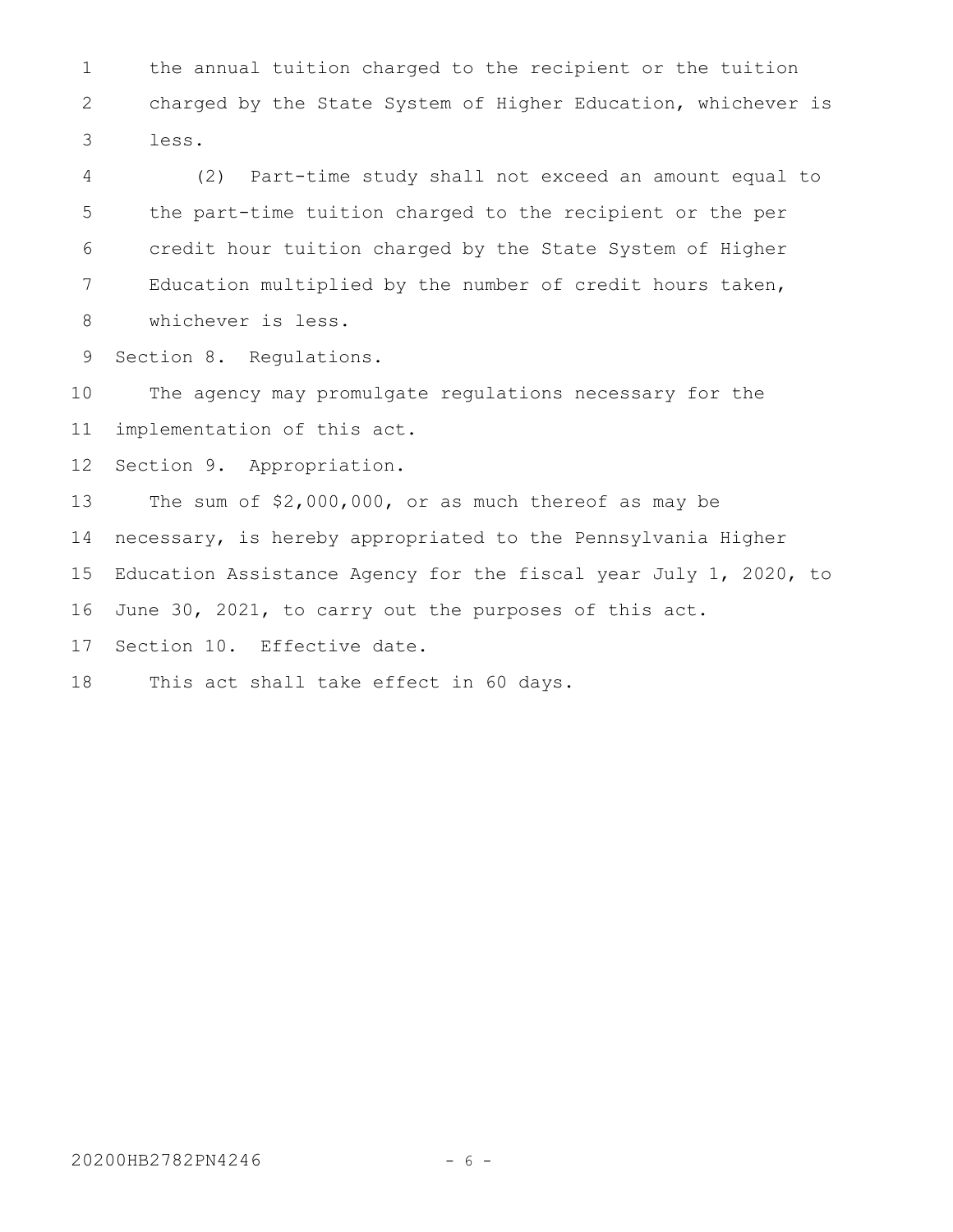the annual tuition charged to the recipient or the tuition charged by the State System of Higher Education, whichever is less.

(2) Part-time study shall not exceed an amount equal to the part-time tuition charged to the recipient or the per credit hour tuition charged by the State System of Higher Education multiplied by the number of credit hours taken, whichever is less.

Section 8. Regulations.

The agency may promulgate regulations necessary for the implementation of this act.

Section 9. Appropriation.

The sum of $2,000,000, or as much thereof as may be necessary, is hereby appropriated to the Pennsylvania Higher Education Assistance Agency for the fiscal year July 1, 2020, to June 30, 2021, to carry out the purposes of this act.

Section 10. Effective date.

This act shall take effect in 60 days.